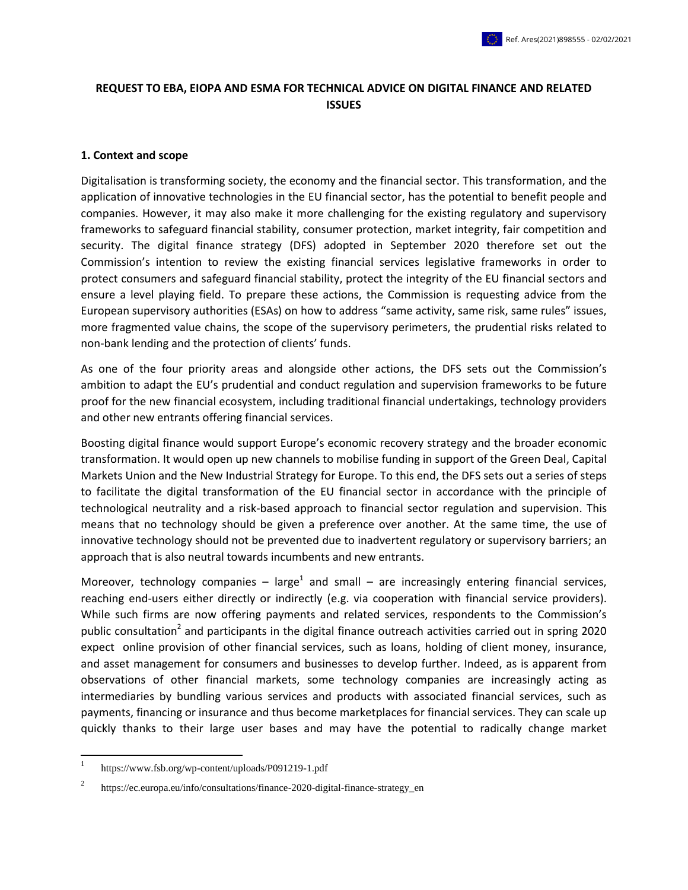Ref. Ares(2021)898555 - 02/02/2021

# REQUEST TO EBA, EIOPA AND ESMA FOR TECHNICAL ADVICE ON DIGITAL FINANCE AND RELATED ISSUES

## 1. Context and scope

Digitalisation is transforming society, the economy and the financial sector. This transformation, and the application of innovative technologies in the EU financial sector, has the potential to benefit people and companies. However, it may also make it more challenging for the existing regulatory and supervisory frameworks to safeguard financial stability, consumer protection, market integrity, fair competition and security. The digital finance strategy (DFS) adopted in September 2020 therefore set out the Commission's intention to review the existing financial services legislative frameworks in order to protect consumers and safeguard financial stability, protect the integrity of the EU financial sectors and ensure a level playing field. To prepare these actions, the Commission is requesting advice from the European supervisory authorities (ESAs) on how to address "same activity, same risk, same rules" issues, more fragmented value chains, the scope of the supervisory perimeters, the prudential risks related to non-bank lending and the protection of clients' funds.

As one of the four priority areas and alongside other actions, the DFS sets out the Commission's ambition to adapt the EU's prudential and conduct regulation and supervision frameworks to be future proof for the new financial ecosystem, including traditional financial undertakings, technology providers and other new entrants offering financial services.

Boosting digital finance would support Europe's economic recovery strategy and the broader economic transformation. It would open up new channels to mobilise funding in support of the Green Deal, Capital Markets Union and the New Industrial Strategy for Europe. To this end, the DFS sets out a series of steps to facilitate the digital transformation of the EU financial sector in accordance with the principle of technological neutrality and a risk-based approach to financial sector regulation and supervision. This means that no technology should be given a preference over another. At the same time, the use of innovative technology should not be prevented due to inadvertent regulatory or supervisory barriers; an approach that is also neutral towards incumbents and new entrants.

Moreover, technology companies – large[1] and small – are increasingly entering financial services, reaching end-users either directly or indirectly (e.g. via cooperation with financial service providers). While such firms are now offering payments and related services, respondents to the Commission's public consultation[2] and participants in the digital finance outreach activities carried out in spring 2020 expect online provision of other financial services, such as loans, holding of client money, insurance, and asset management for consumers and businesses to develop further. Indeed, as is apparent from observations of other financial markets, some technology companies are increasingly acting as intermediaries by bundling various services and products with associated financial services, such as payments, financing or insurance and thus become marketplaces for financial services. They can scale up quickly thanks to their large user bases and may have the potential to radically change market

[1] https://www.fsb.org/wp-content/uploads/P091219-1.pdf

[2] https://ec.europa.eu/info/consultations/finance-2020-digital-finance-strategy_en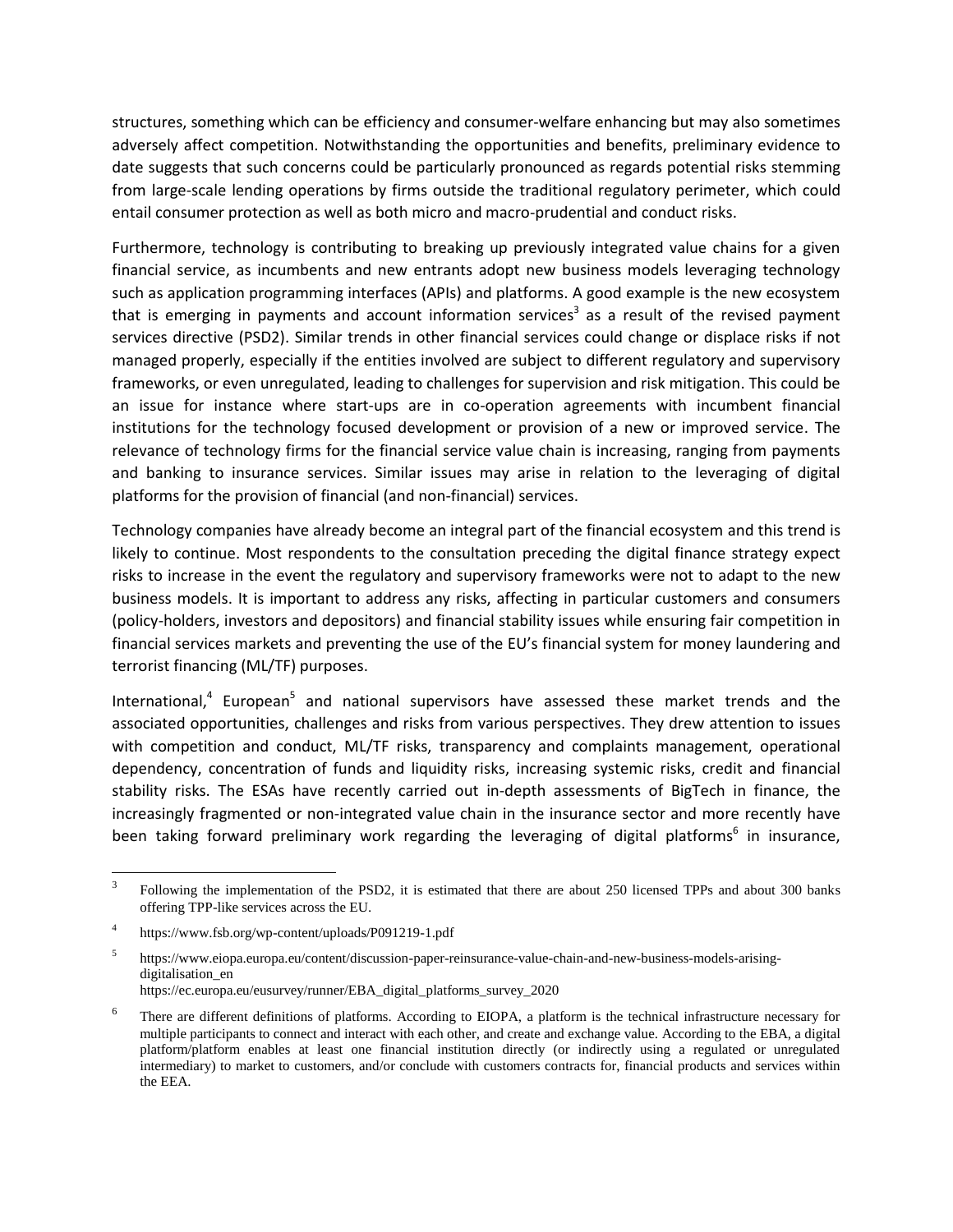structures, something which can be efficiency and consumer-welfare enhancing but may also sometimes adversely affect competition. Notwithstanding the opportunities and benefits, preliminary evidence to date suggests that such concerns could be particularly pronounced as regards potential risks stemming from large-scale lending operations by firms outside the traditional regulatory perimeter, which could entail consumer protection as well as both micro and macro-prudential and conduct risks.

Furthermore, technology is contributing to breaking up previously integrated value chains for a given financial service, as incumbents and new entrants adopt new business models leveraging technology such as application programming interfaces (APIs) and platforms. A good example is the new ecosystem that is emerging in payments and account information services[3] as a result of the revised payment services directive (PSD2). Similar trends in other financial services could change or displace risks if not managed properly, especially if the entities involved are subject to different regulatory and supervisory frameworks, or even unregulated, leading to challenges for supervision and risk mitigation. This could be an issue for instance where start-ups are in co-operation agreements with incumbent financial institutions for the technology focused development or provision of a new or improved service. The relevance of technology firms for the financial service value chain is increasing, ranging from payments and banking to insurance services. Similar issues may arise in relation to the leveraging of digital platforms for the provision of financial (and non-financial) services.

Technology companies have already become an integral part of the financial ecosystem and this trend is likely to continue. Most respondents to the consultation preceding the digital finance strategy expect risks to increase in the event the regulatory and supervisory frameworks were not to adapt to the new business models. It is important to address any risks, affecting in particular customers and consumers (policy-holders, investors and depositors) and financial stability issues while ensuring fair competition in financial services markets and preventing the use of the EU's financial system for money laundering and terrorist financing (ML/TF) purposes.

International,[4] European[5] and national supervisors have assessed these market trends and the associated opportunities, challenges and risks from various perspectives. They drew attention to issues with competition and conduct, ML/TF risks, transparency and complaints management, operational dependency, concentration of funds and liquidity risks, increasing systemic risks, credit and financial stability risks. The ESAs have recently carried out in-depth assessments of BigTech in finance, the increasingly fragmented or non-integrated value chain in the insurance sector and more recently have been taking forward preliminary work regarding the leveraging of digital platforms[6] in insurance,

---

[3] Following the implementation of the PSD2, it is estimated that there are about 250 licensed TPPs and about 300 banks offering TPP-like services across the EU.

[4] https://www.fsb.org/wp-content/uploads/P091219-1.pdf

[5] https://www.eiopa.europa.eu/content/discussion-paper-reinsurance-value-chain-and-new-business-models-arising-digitalisation_en
https://ec.europa.eu/eusurvey/runner/EBA_digital_platforms_survey_2020

[6] There are different definitions of platforms. According to EIOPA, a platform is the technical infrastructure necessary for multiple participants to connect and interact with each other, and create and exchange value. According to the EBA, a digital platform/platform enables at least one financial institution directly (or indirectly using a regulated or unregulated intermediary) to market to customers, and/or conclude with customers contracts for, financial products and services within the EEA.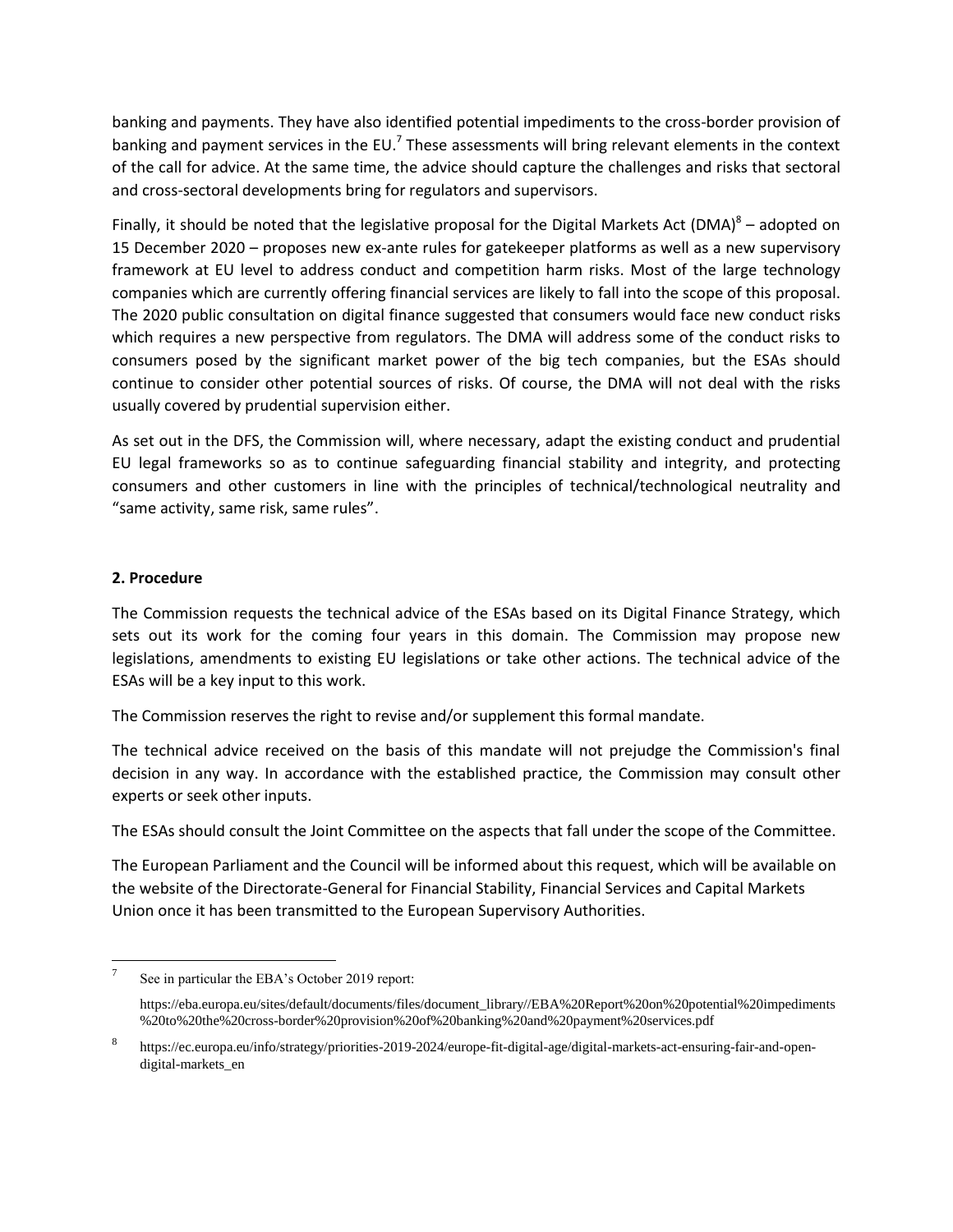banking and payments. They have also identified potential impediments to the cross-border provision of banking and payment services in the EU.[7] These assessments will bring relevant elements in the context of the call for advice. At the same time, the advice should capture the challenges and risks that sectoral and cross-sectoral developments bring for regulators and supervisors.

Finally, it should be noted that the legislative proposal for the Digital Markets Act (DMA)[8] – adopted on 15 December 2020 – proposes new ex-ante rules for gatekeeper platforms as well as a new supervisory framework at EU level to address conduct and competition harm risks. Most of the large technology companies which are currently offering financial services are likely to fall into the scope of this proposal. The 2020 public consultation on digital finance suggested that consumers would face new conduct risks which requires a new perspective from regulators. The DMA will address some of the conduct risks to consumers posed by the significant market power of the big tech companies, but the ESAs should continue to consider other potential sources of risks. Of course, the DMA will not deal with the risks usually covered by prudential supervision either.

As set out in the DFS, the Commission will, where necessary, adapt the existing conduct and prudential EU legal frameworks so as to continue safeguarding financial stability and integrity, and protecting consumers and other customers in line with the principles of technical/technological neutrality and "same activity, same risk, same rules".

## 2. Procedure

The Commission requests the technical advice of the ESAs based on its Digital Finance Strategy, which sets out its work for the coming four years in this domain. The Commission may propose new legislations, amendments to existing EU legislations or take other actions. The technical advice of the ESAs will be a key input to this work.

The Commission reserves the right to revise and/or supplement this formal mandate.

The technical advice received on the basis of this mandate will not prejudge the Commission's final decision in any way. In accordance with the established practice, the Commission may consult other experts or seek other inputs.

The ESAs should consult the Joint Committee on the aspects that fall under the scope of the Committee.

The European Parliament and the Council will be informed about this request, which will be available on the website of the Directorate-General for Financial Stability, Financial Services and Capital Markets Union once it has been transmitted to the European Supervisory Authorities.

---

[7] See in particular the EBA's October 2019 report:

https://eba.europa.eu/sites/default/documents/files/document_library//EBA%20Report%20on%20potential%20impediments%20to%20the%20cross-border%20provision%20of%20banking%20and%20payment%20services.pdf

[8] https://ec.europa.eu/info/strategy/priorities-2019-2024/europe-fit-digital-age/digital-markets-act-ensuring-fair-and-open-digital-markets_en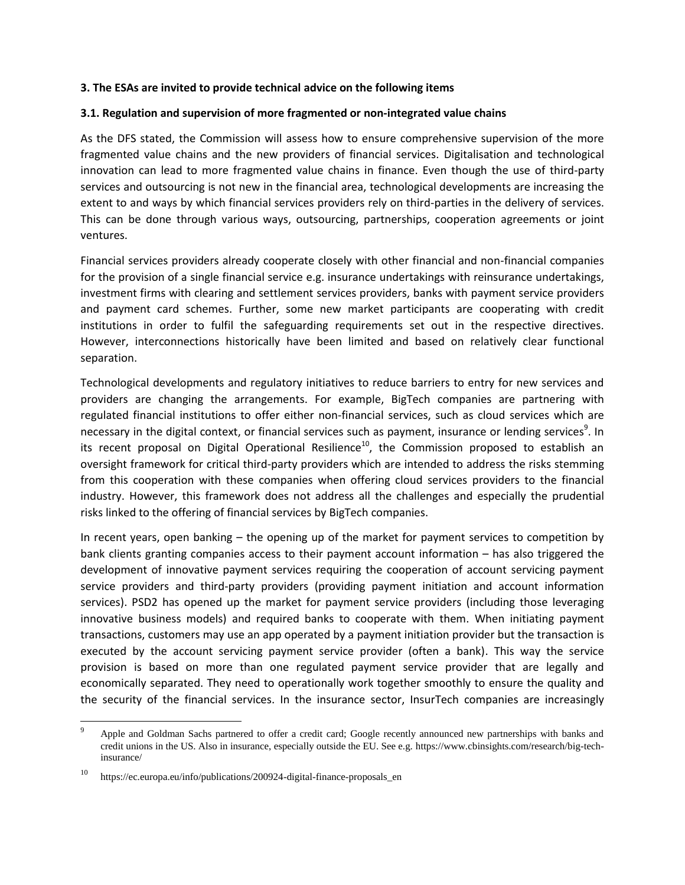### 3. The ESAs are invited to provide technical advice on the following items

### 3.1. Regulation and supervision of more fragmented or non-integrated value chains

As the DFS stated, the Commission will assess how to ensure comprehensive supervision of the more fragmented value chains and the new providers of financial services. Digitalisation and technological innovation can lead to more fragmented value chains in finance. Even though the use of third-party services and outsourcing is not new in the financial area, technological developments are increasing the extent to and ways by which financial services providers rely on third-parties in the delivery of services. This can be done through various ways, outsourcing, partnerships, cooperation agreements or joint ventures.

Financial services providers already cooperate closely with other financial and non-financial companies for the provision of a single financial service e.g. insurance undertakings with reinsurance undertakings, investment firms with clearing and settlement services providers, banks with payment service providers and payment card schemes. Further, some new market participants are cooperating with credit institutions in order to fulfil the safeguarding requirements set out in the respective directives. However, interconnections historically have been limited and based on relatively clear functional separation.

Technological developments and regulatory initiatives to reduce barriers to entry for new services and providers are changing the arrangements. For example, BigTech companies are partnering with regulated financial institutions to offer either non-financial services, such as cloud services which are necessary in the digital context, or financial services such as payment, insurance or lending services[9]. In its recent proposal on Digital Operational Resilience[10], the Commission proposed to establish an oversight framework for critical third-party providers which are intended to address the risks stemming from this cooperation with these companies when offering cloud services providers to the financial industry. However, this framework does not address all the challenges and especially the prudential risks linked to the offering of financial services by BigTech companies.

In recent years, open banking – the opening up of the market for payment services to competition by bank clients granting companies access to their payment account information – has also triggered the development of innovative payment services requiring the cooperation of account servicing payment service providers and third-party providers (providing payment initiation and account information services). PSD2 has opened up the market for payment service providers (including those leveraging innovative business models) and required banks to cooperate with them. When initiating payment transactions, customers may use an app operated by a payment initiation provider but the transaction is executed by the account servicing payment service provider (often a bank). This way the service provision is based on more than one regulated payment service provider that are legally and economically separated. They need to operationally work together smoothly to ensure the quality and the security of the financial services. In the insurance sector, InsurTech companies are increasingly

---

[9] Apple and Goldman Sachs partnered to offer a credit card; Google recently announced new partnerships with banks and credit unions in the US. Also in insurance, especially outside the EU. See e.g. https://www.cbinsights.com/research/big-tech-insurance/

[10] https://ec.europa.eu/info/publications/200924-digital-finance-proposals_en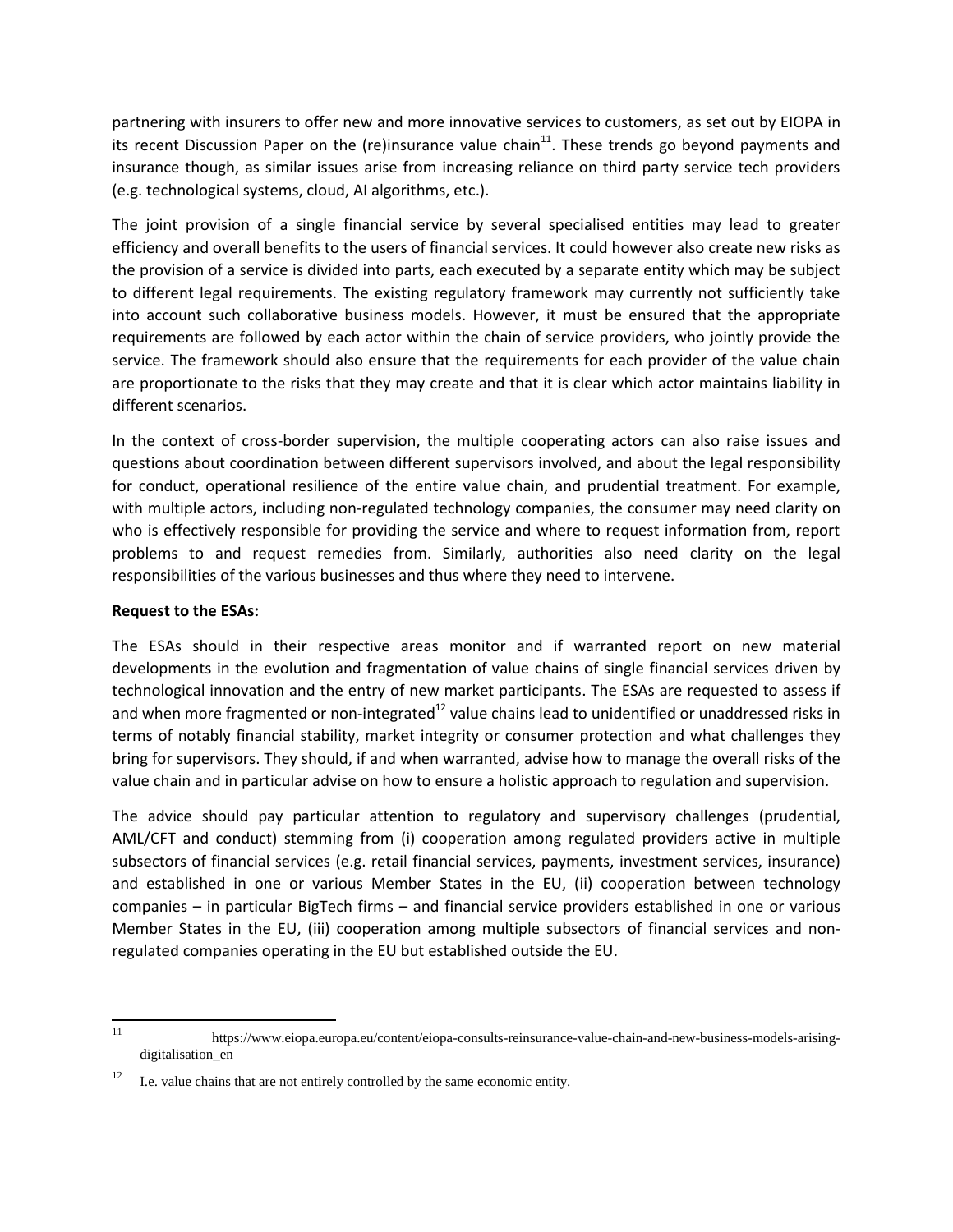partnering with insurers to offer new and more innovative services to customers, as set out by EIOPA in its recent Discussion Paper on the (re)insurance value chain[11]. These trends go beyond payments and insurance though, as similar issues arise from increasing reliance on third party service tech providers (e.g. technological systems, cloud, AI algorithms, etc.).

The joint provision of a single financial service by several specialised entities may lead to greater efficiency and overall benefits to the users of financial services. It could however also create new risks as the provision of a service is divided into parts, each executed by a separate entity which may be subject to different legal requirements. The existing regulatory framework may currently not sufficiently take into account such collaborative business models. However, it must be ensured that the appropriate requirements are followed by each actor within the chain of service providers, who jointly provide the service. The framework should also ensure that the requirements for each provider of the value chain are proportionate to the risks that they may create and that it is clear which actor maintains liability in different scenarios.

In the context of cross-border supervision, the multiple cooperating actors can also raise issues and questions about coordination between different supervisors involved, and about the legal responsibility for conduct, operational resilience of the entire value chain, and prudential treatment. For example, with multiple actors, including non-regulated technology companies, the consumer may need clarity on who is effectively responsible for providing the service and where to request information from, report problems to and request remedies from. Similarly, authorities also need clarity on the legal responsibilities of the various businesses and thus where they need to intervene.

**Request to the ESAs:**

The ESAs should in their respective areas monitor and if warranted report on new material developments in the evolution and fragmentation of value chains of single financial services driven by technological innovation and the entry of new market participants. The ESAs are requested to assess if and when more fragmented or non-integrated[12] value chains lead to unidentified or unaddressed risks in terms of notably financial stability, market integrity or consumer protection and what challenges they bring for supervisors. They should, if and when warranted, advise how to manage the overall risks of the value chain and in particular advise on how to ensure a holistic approach to regulation and supervision.

The advice should pay particular attention to regulatory and supervisory challenges (prudential, AML/CFT and conduct) stemming from (i) cooperation among regulated providers active in multiple subsectors of financial services (e.g. retail financial services, payments, investment services, insurance) and established in one or various Member States in the EU, (ii) cooperation between technology companies – in particular BigTech firms – and financial service providers established in one or various Member States in the EU, (iii) cooperation among multiple subsectors of financial services and non-regulated companies operating in the EU but established outside the EU.

---

[11] https://www.eiopa.europa.eu/content/eiopa-consults-reinsurance-value-chain-and-new-business-models-arising-digitalisation_en

[12] I.e. value chains that are not entirely controlled by the same economic entity.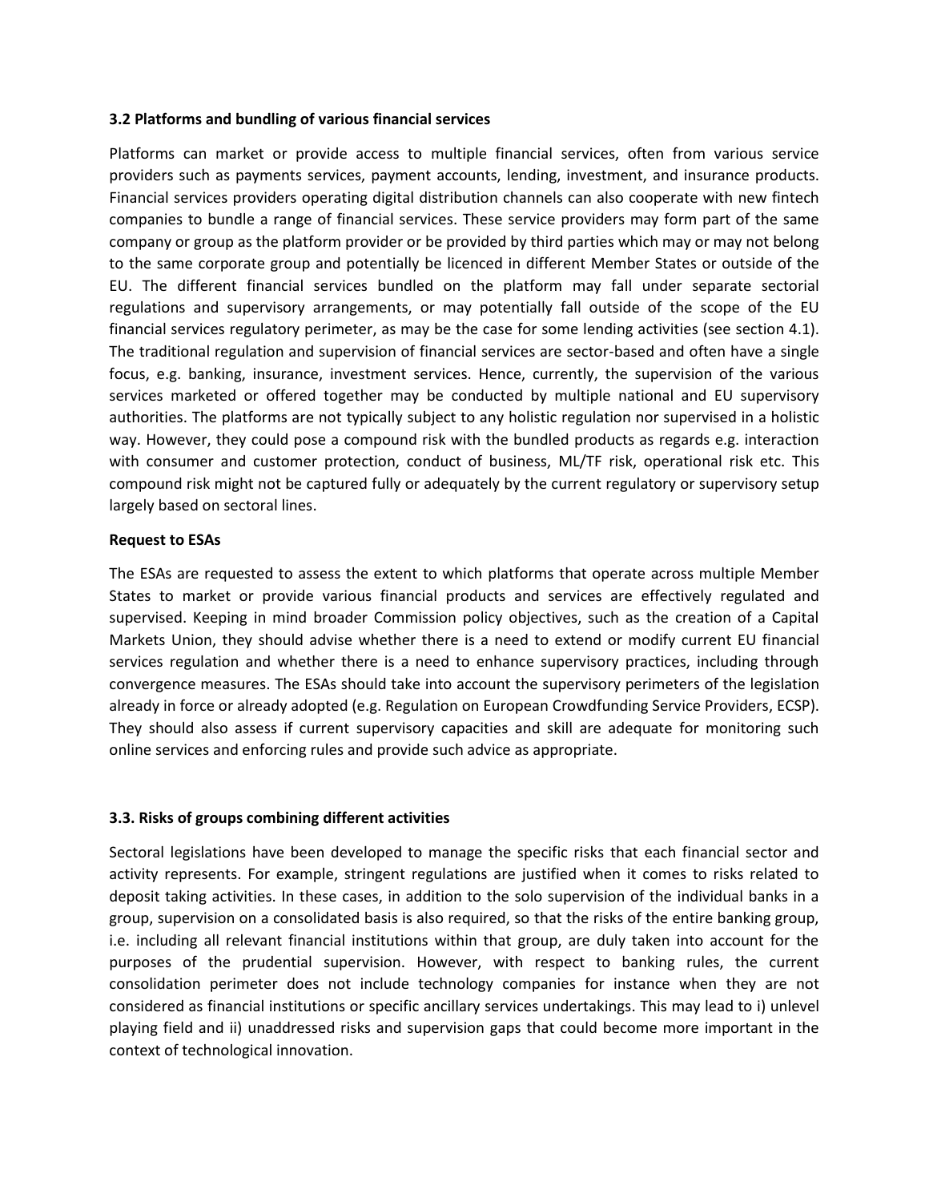### 3.2 Platforms and bundling of various financial services

Platforms can market or provide access to multiple financial services, often from various service providers such as payments services, payment accounts, lending, investment, and insurance products. Financial services providers operating digital distribution channels can also cooperate with new fintech companies to bundle a range of financial services. These service providers may form part of the same company or group as the platform provider or be provided by third parties which may or may not belong to the same corporate group and potentially be licenced in different Member States or outside of the EU. The different financial services bundled on the platform may fall under separate sectorial regulations and supervisory arrangements, or may potentially fall outside of the scope of the EU financial services regulatory perimeter, as may be the case for some lending activities (see section 4.1). The traditional regulation and supervision of financial services are sector-based and often have a single focus, e.g. banking, insurance, investment services. Hence, currently, the supervision of the various services marketed or offered together may be conducted by multiple national and EU supervisory authorities. The platforms are not typically subject to any holistic regulation nor supervised in a holistic way. However, they could pose a compound risk with the bundled products as regards e.g. interaction with consumer and customer protection, conduct of business, ML/TF risk, operational risk etc. This compound risk might not be captured fully or adequately by the current regulatory or supervisory setup largely based on sectoral lines.

**Request to ESAs**

The ESAs are requested to assess the extent to which platforms that operate across multiple Member States to market or provide various financial products and services are effectively regulated and supervised. Keeping in mind broader Commission policy objectives, such as the creation of a Capital Markets Union, they should advise whether there is a need to extend or modify current EU financial services regulation and whether there is a need to enhance supervisory practices, including through convergence measures. The ESAs should take into account the supervisory perimeters of the legislation already in force or already adopted (e.g. Regulation on European Crowdfunding Service Providers, ECSP). They should also assess if current supervisory capacities and skill are adequate for monitoring such online services and enforcing rules and provide such advice as appropriate.

### 3.3. Risks of groups combining different activities

Sectoral legislations have been developed to manage the specific risks that each financial sector and activity represents. For example, stringent regulations are justified when it comes to risks related to deposit taking activities. In these cases, in addition to the solo supervision of the individual banks in a group, supervision on a consolidated basis is also required, so that the risks of the entire banking group, i.e. including all relevant financial institutions within that group, are duly taken into account for the purposes of the prudential supervision. However, with respect to banking rules, the current consolidation perimeter does not include technology companies for instance when they are not considered as financial institutions or specific ancillary services undertakings. This may lead to i) unlevel playing field and ii) unaddressed risks and supervision gaps that could become more important in the context of technological innovation.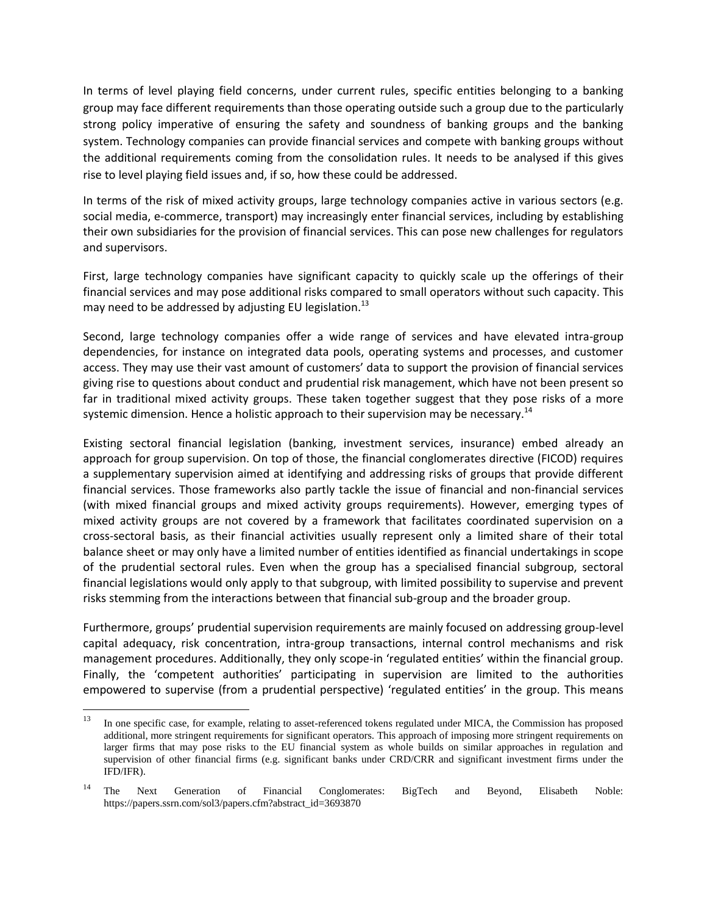In terms of level playing field concerns, under current rules, specific entities belonging to a banking group may face different requirements than those operating outside such a group due to the particularly strong policy imperative of ensuring the safety and soundness of banking groups and the banking system. Technology companies can provide financial services and compete with banking groups without the additional requirements coming from the consolidation rules. It needs to be analysed if this gives rise to level playing field issues and, if so, how these could be addressed.

In terms of the risk of mixed activity groups, large technology companies active in various sectors (e.g. social media, e-commerce, transport) may increasingly enter financial services, including by establishing their own subsidiaries for the provision of financial services. This can pose new challenges for regulators and supervisors.

First, large technology companies have significant capacity to quickly scale up the offerings of their financial services and may pose additional risks compared to small operators without such capacity. This may need to be addressed by adjusting EU legislation.[13]

Second, large technology companies offer a wide range of services and have elevated intra-group dependencies, for instance on integrated data pools, operating systems and processes, and customer access. They may use their vast amount of customers' data to support the provision of financial services giving rise to questions about conduct and prudential risk management, which have not been present so far in traditional mixed activity groups. These taken together suggest that they pose risks of a more systemic dimension. Hence a holistic approach to their supervision may be necessary.[14]

Existing sectoral financial legislation (banking, investment services, insurance) embed already an approach for group supervision. On top of those, the financial conglomerates directive (FICOD) requires a supplementary supervision aimed at identifying and addressing risks of groups that provide different financial services. Those frameworks also partly tackle the issue of financial and non-financial services (with mixed financial groups and mixed activity groups requirements). However, emerging types of mixed activity groups are not covered by a framework that facilitates coordinated supervision on a cross-sectoral basis, as their financial activities usually represent only a limited share of their total balance sheet or may only have a limited number of entities identified as financial undertakings in scope of the prudential sectoral rules. Even when the group has a specialised financial subgroup, sectoral financial legislations would only apply to that subgroup, with limited possibility to supervise and prevent risks stemming from the interactions between that financial sub-group and the broader group.

Furthermore, groups' prudential supervision requirements are mainly focused on addressing group-level capital adequacy, risk concentration, intra-group transactions, internal control mechanisms and risk management procedures. Additionally, they only scope-in 'regulated entities' within the financial group. Finally, the 'competent authorities' participating in supervision are limited to the authorities empowered to supervise (from a prudential perspective) 'regulated entities' in the group. This means

---

[13] In one specific case, for example, relating to asset-referenced tokens regulated under MICA, the Commission has proposed additional, more stringent requirements for significant operators. This approach of imposing more stringent requirements on larger firms that may pose risks to the EU financial system as whole builds on similar approaches in regulation and supervision of other financial firms (e.g. significant banks under CRD/CRR and significant investment firms under the IFD/IFR).

[14] The Next Generation of Financial Conglomerates: BigTech and Beyond, Elisabeth Noble: https://papers.ssrn.com/sol3/papers.cfm?abstract_id=3693870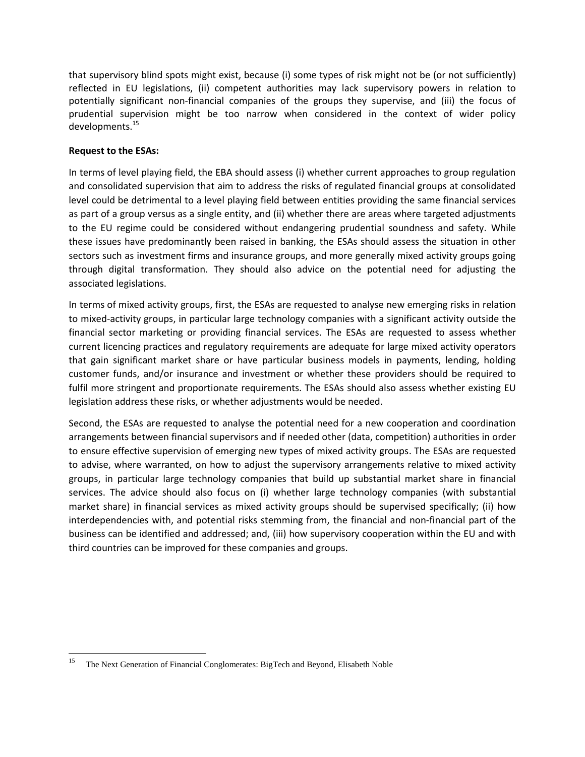that supervisory blind spots might exist, because (i) some types of risk might not be (or not sufficiently) reflected in EU legislations, (ii) competent authorities may lack supervisory powers in relation to potentially significant non-financial companies of the groups they supervise, and (iii) the focus of prudential supervision might be too narrow when considered in the context of wider policy developments.[15]

**Request to the ESAs:**

In terms of level playing field, the EBA should assess (i) whether current approaches to group regulation and consolidated supervision that aim to address the risks of regulated financial groups at consolidated level could be detrimental to a level playing field between entities providing the same financial services as part of a group versus as a single entity, and (ii) whether there are areas where targeted adjustments to the EU regime could be considered without endangering prudential soundness and safety. While these issues have predominantly been raised in banking, the ESAs should assess the situation in other sectors such as investment firms and insurance groups, and more generally mixed activity groups going through digital transformation. They should also advice on the potential need for adjusting the associated legislations.

In terms of mixed activity groups, first, the ESAs are requested to analyse new emerging risks in relation to mixed-activity groups, in particular large technology companies with a significant activity outside the financial sector marketing or providing financial services. The ESAs are requested to assess whether current licencing practices and regulatory requirements are adequate for large mixed activity operators that gain significant market share or have particular business models in payments, lending, holding customer funds, and/or insurance and investment or whether these providers should be required to fulfil more stringent and proportionate requirements. The ESAs should also assess whether existing EU legislation address these risks, or whether adjustments would be needed.

Second, the ESAs are requested to analyse the potential need for a new cooperation and coordination arrangements between financial supervisors and if needed other (data, competition) authorities in order to ensure effective supervision of emerging new types of mixed activity groups. The ESAs are requested to advise, where warranted, on how to adjust the supervisory arrangements relative to mixed activity groups, in particular large technology companies that build up substantial market share in financial services. The advice should also focus on (i) whether large technology companies (with substantial market share) in financial services as mixed activity groups should be supervised specifically; (ii) how interdependencies with, and potential risks stemming from, the financial and non-financial part of the business can be identified and addressed; and, (iii) how supervisory cooperation within the EU and with third countries can be improved for these companies and groups.

---

[15] The Next Generation of Financial Conglomerates: BigTech and Beyond, Elisabeth Noble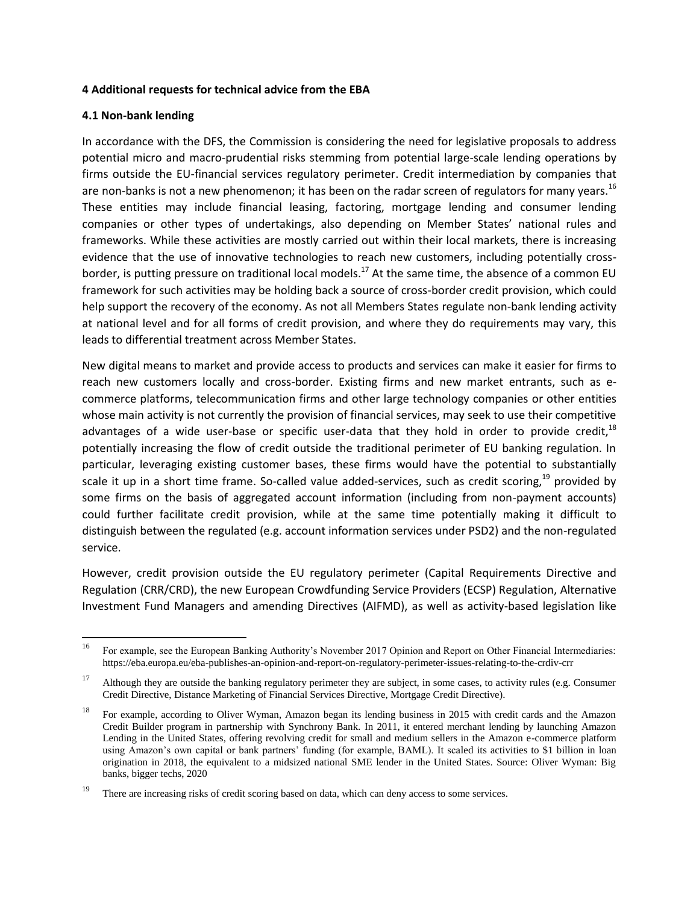**4 Additional requests for technical advice from the EBA**

**4.1 Non-bank lending**

In accordance with the DFS, the Commission is considering the need for legislative proposals to address potential micro and macro-prudential risks stemming from potential large-scale lending operations by firms outside the EU-financial services regulatory perimeter. Credit intermediation by companies that are non-banks is not a new phenomenon; it has been on the radar screen of regulators for many years.[16] These entities may include financial leasing, factoring, mortgage lending and consumer lending companies or other types of undertakings, also depending on Member States' national rules and frameworks. While these activities are mostly carried out within their local markets, there is increasing evidence that the use of innovative technologies to reach new customers, including potentially cross-border, is putting pressure on traditional local models.[17] At the same time, the absence of a common EU framework for such activities may be holding back a source of cross-border credit provision, which could help support the recovery of the economy. As not all Members States regulate non-bank lending activity at national level and for all forms of credit provision, and where they do requirements may vary, this leads to differential treatment across Member States.

New digital means to market and provide access to products and services can make it easier for firms to reach new customers locally and cross-border. Existing firms and new market entrants, such as e-commerce platforms, telecommunication firms and other large technology companies or other entities whose main activity is not currently the provision of financial services, may seek to use their competitive advantages of a wide user-base or specific user-data that they hold in order to provide credit,[18] potentially increasing the flow of credit outside the traditional perimeter of EU banking regulation. In particular, leveraging existing customer bases, these firms would have the potential to substantially scale it up in a short time frame. So-called value added-services, such as credit scoring,[19] provided by some firms on the basis of aggregated account information (including from non-payment accounts) could further facilitate credit provision, while at the same time potentially making it difficult to distinguish between the regulated (e.g. account information services under PSD2) and the non-regulated service.

However, credit provision outside the EU regulatory perimeter (Capital Requirements Directive and Regulation (CRR/CRD), the new European Crowdfunding Service Providers (ECSP) Regulation, Alternative Investment Fund Managers and amending Directives (AIFMD), as well as activity-based legislation like

---

[16] For example, see the European Banking Authority's November 2017 Opinion and Report on Other Financial Intermediaries: https://eba.europa.eu/eba-publishes-an-opinion-and-report-on-regulatory-perimeter-issues-relating-to-the-crdiv-crr

[17] Although they are outside the banking regulatory perimeter they are subject, in some cases, to activity rules (e.g. Consumer Credit Directive, Distance Marketing of Financial Services Directive, Mortgage Credit Directive).

[18] For example, according to Oliver Wyman, Amazon began its lending business in 2015 with credit cards and the Amazon Credit Builder program in partnership with Synchrony Bank. In 2011, it entered merchant lending by launching Amazon Lending in the United States, offering revolving credit for small and medium sellers in the Amazon e-commerce platform using Amazon's own capital or bank partners' funding (for example, BAML). It scaled its activities to $1 billion in loan origination in 2018, the equivalent to a midsized national SME lender in the United States. Source: Oliver Wyman: Big banks, bigger techs, 2020

[19] There are increasing risks of credit scoring based on data, which can deny access to some services.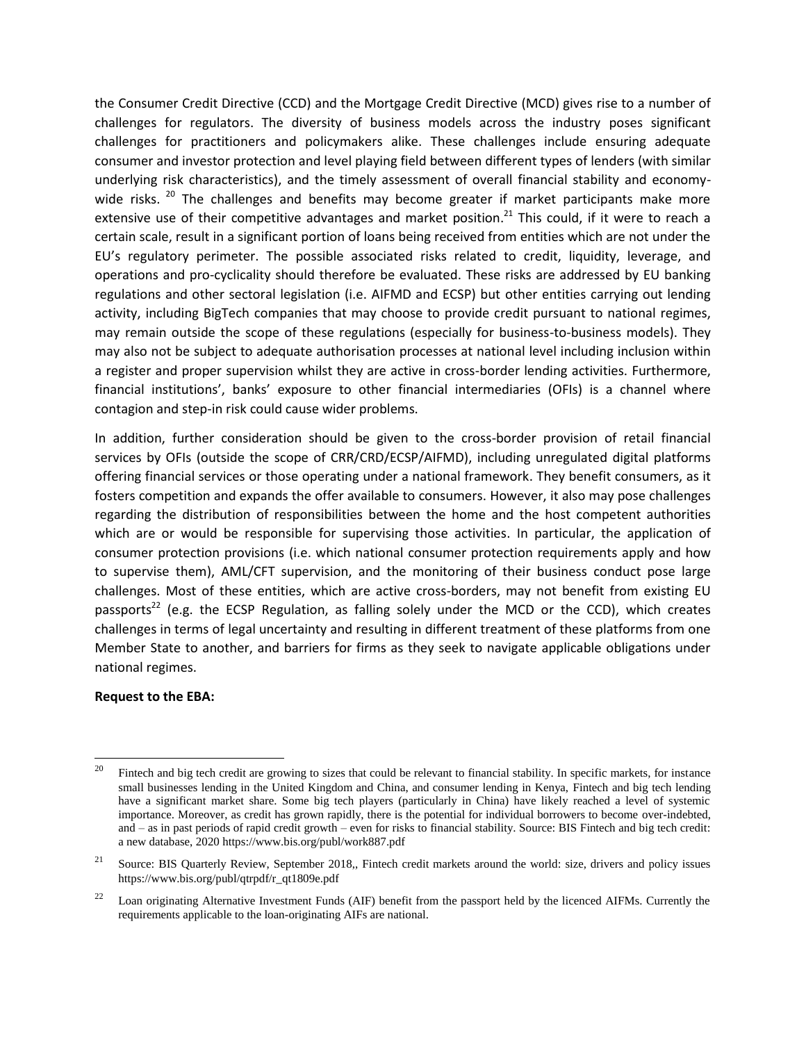the Consumer Credit Directive (CCD) and the Mortgage Credit Directive (MCD) gives rise to a number of challenges for regulators. The diversity of business models across the industry poses significant challenges for practitioners and policymakers alike. These challenges include ensuring adequate consumer and investor protection and level playing field between different types of lenders (with similar underlying risk characteristics), and the timely assessment of overall financial stability and economy-wide risks. [20] The challenges and benefits may become greater if market participants make more extensive use of their competitive advantages and market position.[21] This could, if it were to reach a certain scale, result in a significant portion of loans being received from entities which are not under the EU's regulatory perimeter. The possible associated risks related to credit, liquidity, leverage, and operations and pro-cyclicality should therefore be evaluated. These risks are addressed by EU banking regulations and other sectoral legislation (i.e. AIFMD and ECSP) but other entities carrying out lending activity, including BigTech companies that may choose to provide credit pursuant to national regimes, may remain outside the scope of these regulations (especially for business-to-business models). They may also not be subject to adequate authorisation processes at national level including inclusion within a register and proper supervision whilst they are active in cross-border lending activities. Furthermore, financial institutions', banks' exposure to other financial intermediaries (OFIs) is a channel where contagion and step-in risk could cause wider problems.

In addition, further consideration should be given to the cross-border provision of retail financial services by OFIs (outside the scope of CRR/CRD/ECSP/AIFMD), including unregulated digital platforms offering financial services or those operating under a national framework. They benefit consumers, as it fosters competition and expands the offer available to consumers. However, it also may pose challenges regarding the distribution of responsibilities between the home and the host competent authorities which are or would be responsible for supervising those activities. In particular, the application of consumer protection provisions (i.e. which national consumer protection requirements apply and how to supervise them), AML/CFT supervision, and the monitoring of their business conduct pose large challenges. Most of these entities, which are active cross-borders, may not benefit from existing EU passports[22] (e.g. the ECSP Regulation, as falling solely under the MCD or the CCD), which creates challenges in terms of legal uncertainty and resulting in different treatment of these platforms from one Member State to another, and barriers for firms as they seek to navigate applicable obligations under national regimes.

**Request to the EBA:**

---

[20] Fintech and big tech credit are growing to sizes that could be relevant to financial stability. In specific markets, for instance small businesses lending in the United Kingdom and China, and consumer lending in Kenya, Fintech and big tech lending have a significant market share. Some big tech players (particularly in China) have likely reached a level of systemic importance. Moreover, as credit has grown rapidly, there is the potential for individual borrowers to become over-indebted, and – as in past periods of rapid credit growth – even for risks to financial stability. Source: BIS Fintech and big tech credit: a new database, 2020 https://www.bis.org/publ/work887.pdf

[21] Source: BIS Quarterly Review, September 2018,, Fintech credit markets around the world: size, drivers and policy issues https://www.bis.org/publ/qtrpdf/r_qt1809e.pdf

[22] Loan originating Alternative Investment Funds (AIF) benefit from the passport held by the licenced AIFMs. Currently the requirements applicable to the loan-originating AIFs are national.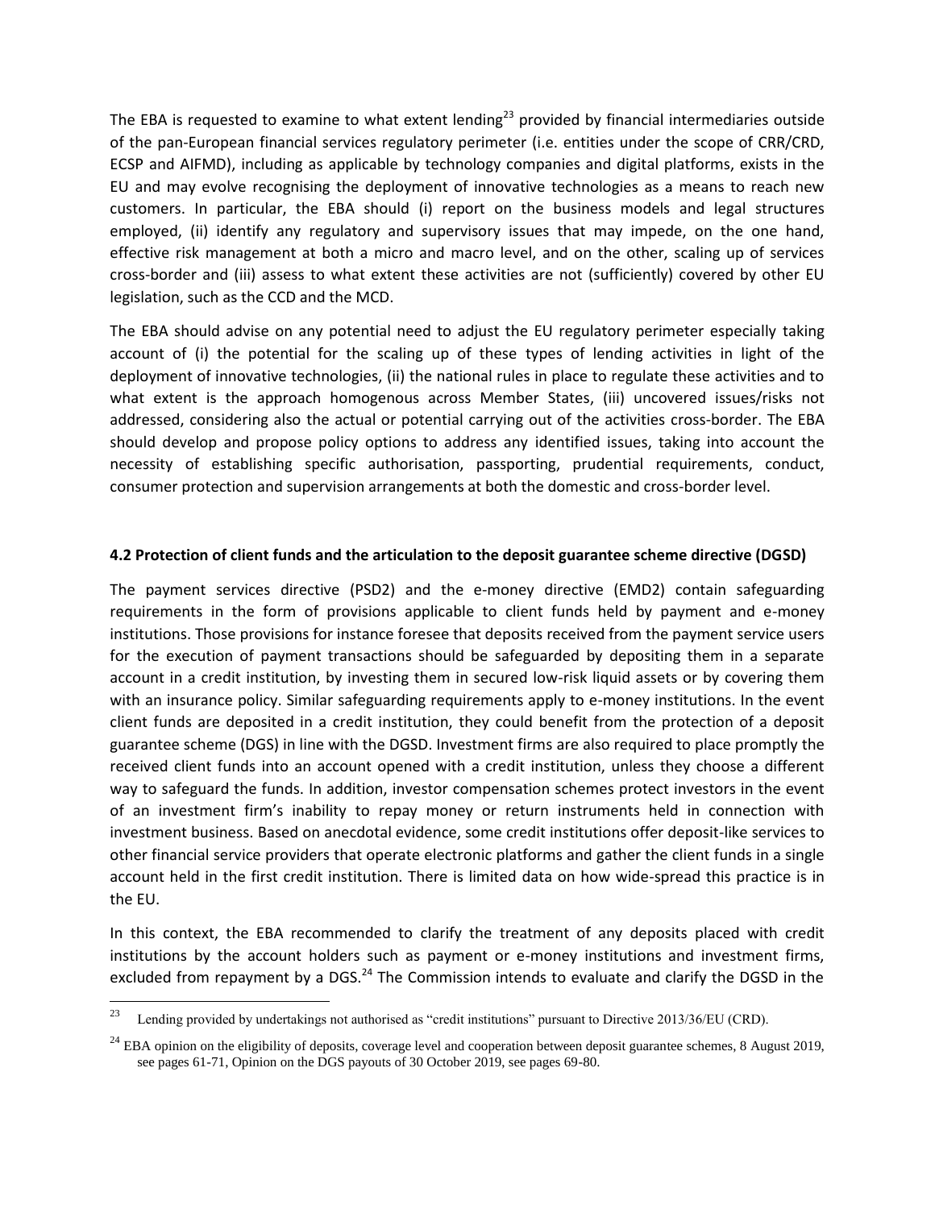The EBA is requested to examine to what extent lending[23] provided by financial intermediaries outside of the pan-European financial services regulatory perimeter (i.e. entities under the scope of CRR/CRD, ECSP and AIFMD), including as applicable by technology companies and digital platforms, exists in the EU and may evolve recognising the deployment of innovative technologies as a means to reach new customers. In particular, the EBA should (i) report on the business models and legal structures employed, (ii) identify any regulatory and supervisory issues that may impede, on the one hand, effective risk management at both a micro and macro level, and on the other, scaling up of services cross-border and (iii) assess to what extent these activities are not (sufficiently) covered by other EU legislation, such as the CCD and the MCD.

The EBA should advise on any potential need to adjust the EU regulatory perimeter especially taking account of (i) the potential for the scaling up of these types of lending activities in light of the deployment of innovative technologies, (ii) the national rules in place to regulate these activities and to what extent is the approach homogenous across Member States, (iii) uncovered issues/risks not addressed, considering also the actual or potential carrying out of the activities cross-border. The EBA should develop and propose policy options to address any identified issues, taking into account the necessity of establishing specific authorisation, passporting, prudential requirements, conduct, consumer protection and supervision arrangements at both the domestic and cross-border level.

**4.2 Protection of client funds and the articulation to the deposit guarantee scheme directive (DGSD)**

The payment services directive (PSD2) and the e-money directive (EMD2) contain safeguarding requirements in the form of provisions applicable to client funds held by payment and e-money institutions. Those provisions for instance foresee that deposits received from the payment service users for the execution of payment transactions should be safeguarded by depositing them in a separate account in a credit institution, by investing them in secured low-risk liquid assets or by covering them with an insurance policy. Similar safeguarding requirements apply to e-money institutions. In the event client funds are deposited in a credit institution, they could benefit from the protection of a deposit guarantee scheme (DGS) in line with the DGSD. Investment firms are also required to place promptly the received client funds into an account opened with a credit institution, unless they choose a different way to safeguard the funds. In addition, investor compensation schemes protect investors in the event of an investment firm's inability to repay money or return instruments held in connection with investment business. Based on anecdotal evidence, some credit institutions offer deposit-like services to other financial service providers that operate electronic platforms and gather the client funds in a single account held in the first credit institution. There is limited data on how wide-spread this practice is in the EU.

In this context, the EBA recommended to clarify the treatment of any deposits placed with credit institutions by the account holders such as payment or e-money institutions and investment firms, excluded from repayment by a DGS.[24] The Commission intends to evaluate and clarify the DGSD in the

---

[23] Lending provided by undertakings not authorised as "credit institutions" pursuant to Directive 2013/36/EU (CRD).

[24] EBA opinion on the eligibility of deposits, coverage level and cooperation between deposit guarantee schemes, 8 August 2019, see pages 61-71, Opinion on the DGS payouts of 30 October 2019, see pages 69-80.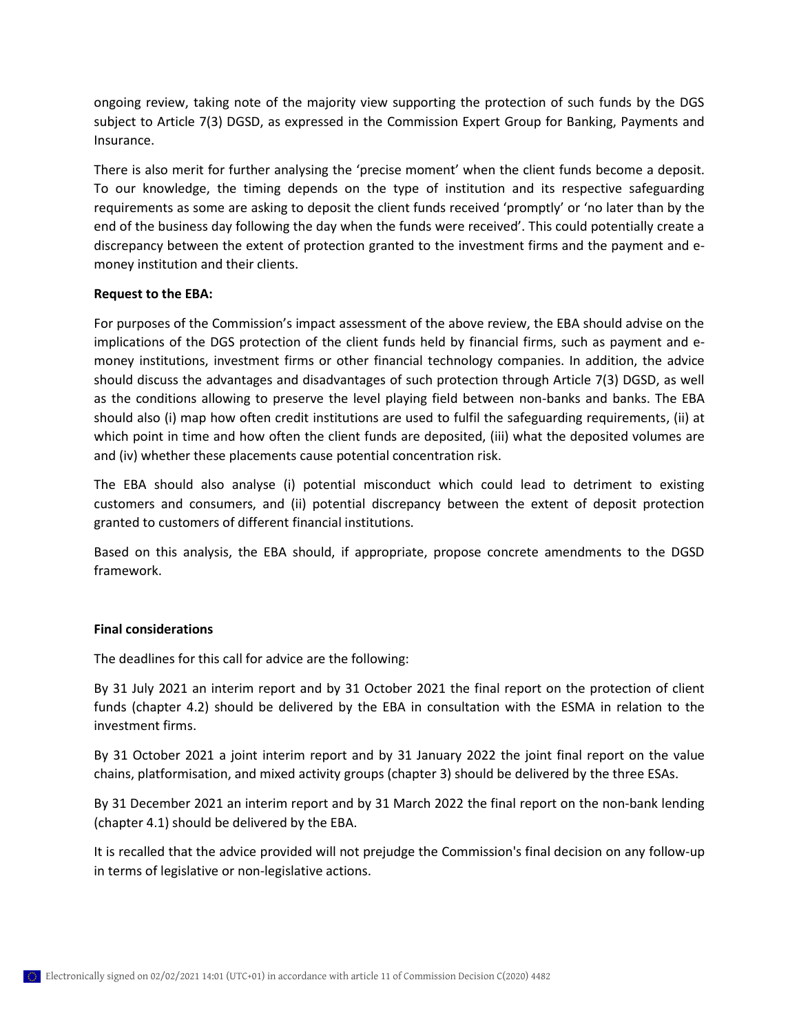ongoing review, taking note of the majority view supporting the protection of such funds by the DGS subject to Article 7(3) DGSD, as expressed in the Commission Expert Group for Banking, Payments and Insurance.

There is also merit for further analysing the 'precise moment' when the client funds become a deposit. To our knowledge, the timing depends on the type of institution and its respective safeguarding requirements as some are asking to deposit the client funds received 'promptly' or 'no later than by the end of the business day following the day when the funds were received'. This could potentially create a discrepancy between the extent of protection granted to the investment firms and the payment and e-money institution and their clients.

**Request to the EBA:**

For purposes of the Commission's impact assessment of the above review, the EBA should advise on the implications of the DGS protection of the client funds held by financial firms, such as payment and e-money institutions, investment firms or other financial technology companies. In addition, the advice should discuss the advantages and disadvantages of such protection through Article 7(3) DGSD, as well as the conditions allowing to preserve the level playing field between non-banks and banks. The EBA should also (i) map how often credit institutions are used to fulfil the safeguarding requirements, (ii) at which point in time and how often the client funds are deposited, (iii) what the deposited volumes are and (iv) whether these placements cause potential concentration risk.

The EBA should also analyse (i) potential misconduct which could lead to detriment to existing customers and consumers, and (ii) potential discrepancy between the extent of deposit protection granted to customers of different financial institutions.

Based on this analysis, the EBA should, if appropriate, propose concrete amendments to the DGSD framework.

**Final considerations**

The deadlines for this call for advice are the following:

By 31 July 2021 an interim report and by 31 October 2021 the final report on the protection of client funds (chapter 4.2) should be delivered by the EBA in consultation with the ESMA in relation to the investment firms.

By 31 October 2021 a joint interim report and by 31 January 2022 the joint final report on the value chains, platformisation, and mixed activity groups (chapter 3) should be delivered by the three ESAs.

By 31 December 2021 an interim report and by 31 March 2022 the final report on the non-bank lending (chapter 4.1) should be delivered by the EBA.

It is recalled that the advice provided will not prejudge the Commission's final decision on any follow-up in terms of legislative or non-legislative actions.

Electronically signed on 02/02/2021 14:01 (UTC+01) in accordance with article 11 of Commission Decision C(2020) 4482